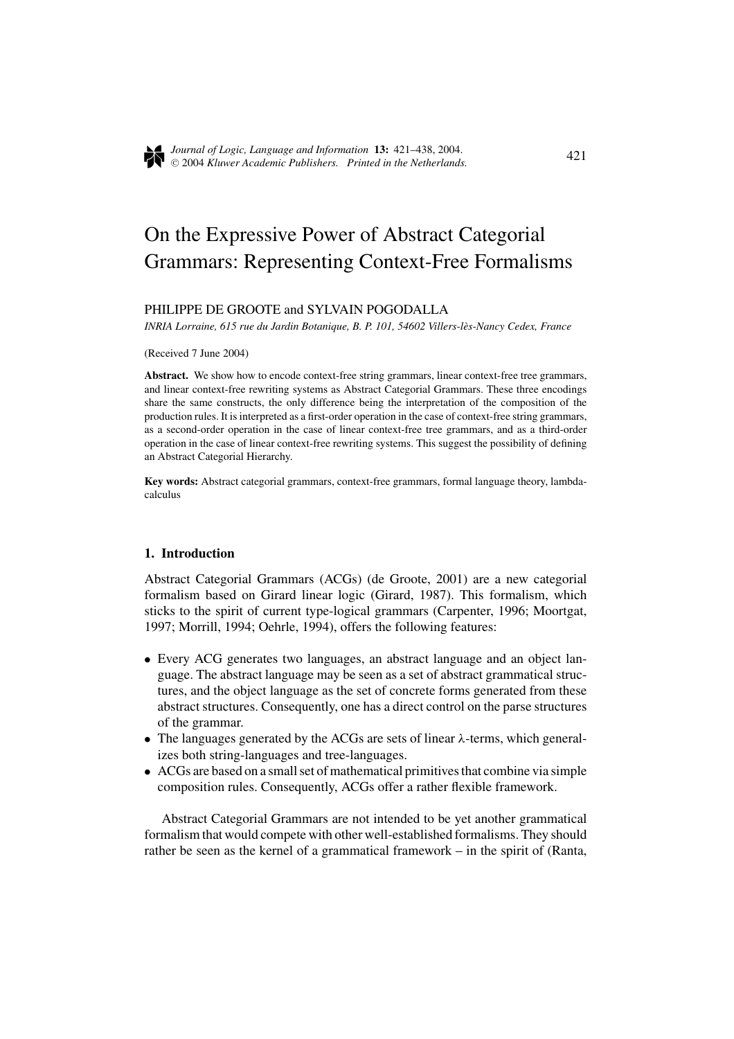# On the Expressive Power of Abstract Categorial Grammars: Representing Context-Free Formalisms

PHILIPPE DE GROOTE and SYLVAIN POGODALLA

*INRIA Lorraine, 615 rue du Jardin Botanique, B. P. 101, 54602 Villers-lès-Nancy Cedex, France*

(Received 7 June 2004)

**Abstract.** We show how to encode context-free string grammars, linear context-free tree grammars, and linear context-free rewriting systems as Abstract Categorial Grammars. These three encodings share the same constructs, the only difference being the interpretation of the composition of the production rules. It is interpreted as a first-order operation in the case of context-free string grammars, as a second-order operation in the case of linear context-free tree grammars, and as a third-order operation in the case of linear context-free rewriting systems. This suggest the possibility of defining an Abstract Categorial Hierarchy.

**Key words:** Abstract categorial grammars, context-free grammars, formal language theory, lambda-calculus

## 1. Introduction

Abstract Categorial Grammars (ACGs) (de Groote, 2001) are a new categorial formalism based on Girard linear logic (Girard, 1987). This formalism, which sticks to the spirit of current type-logical grammars (Carpenter, 1996; Moortgat, 1997; Morrill, 1994; Oehrle, 1994), offers the following features:

- Every ACG generates two languages, an abstract language and an object language. The abstract language may be seen as a set of abstract grammatical structures, and the object language as the set of concrete forms generated from these abstract structures. Consequently, one has a direct control on the parse structures of the grammar.
- The languages generated by the ACGs are sets of linear λ-terms, which generalizes both string-languages and tree-languages.
- ACGs are based on a small set of mathematical primitives that combine via simple composition rules. Consequently, ACGs offer a rather flexible framework.

Abstract Categorial Grammars are not intended to be yet another grammatical formalism that would compete with other well-established formalisms. They should rather be seen as the kernel of a grammatical framework – in the spirit of (Ranta,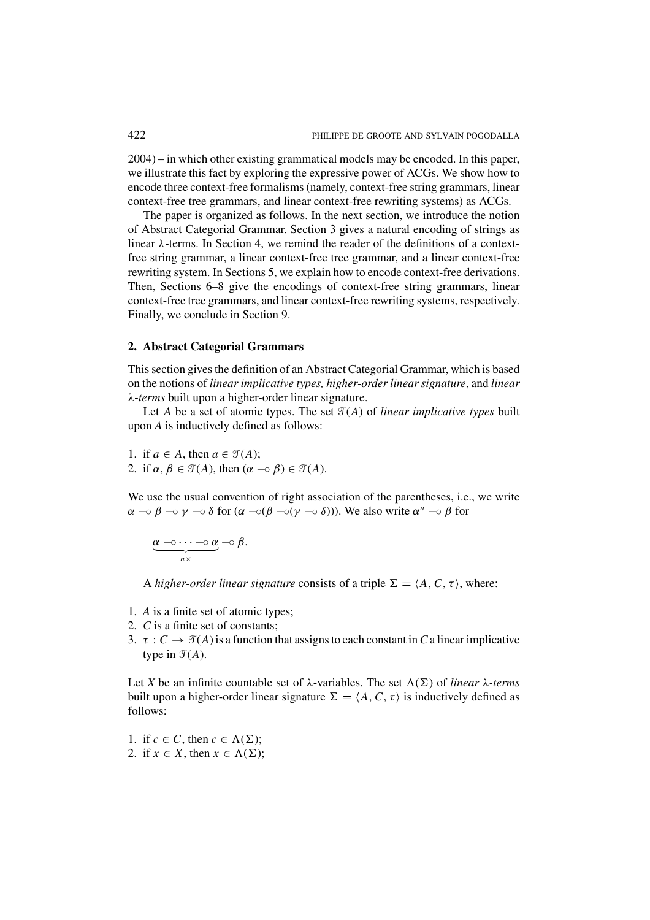2004) – in which other existing grammatical models may be encoded. In this paper, we illustrate this fact by exploring the expressive power of ACGs. We show how to encode three context-free formalisms (namely, context-free string grammars, linear context-free tree grammars, and linear context-free rewriting systems) as ACGs.

The paper is organized as follows. In the next section, we introduce the notion of Abstract Categorial Grammar. Section 3 gives a natural encoding of strings as linear λ-terms. In Section 4, we remind the reader of the definitions of a context-free string grammar, a linear context-free tree grammar, and a linear context-free rewriting system. In Sections 5, we explain how to encode context-free derivations. Then, Sections 6–8 give the encodings of context-free string grammars, linear context-free tree grammars, and linear context-free rewriting systems, respectively. Finally, we conclude in Section 9.

## 2. Abstract Categorial Grammars

This section gives the definition of an Abstract Categorial Grammar, which is based on the notions of *linear implicative types, higher-order linear signature*, and *linear λ-terms* built upon a higher-order linear signature.

Let $A$ be a set of atomic types. The set $\mathscr{T}(A)$ of *linear implicative types* built upon $A$ is inductively defined as follows:

1. if $a \in A$, then $a \in \mathscr{T}(A)$;
2. if $\alpha, \beta \in \mathscr{T}(A)$, then $(\alpha \multimap \beta) \in \mathscr{T}(A)$.

We use the usual convention of right association of the parentheses, i.e., we write $\alpha \multimap \beta \multimap \gamma \multimap \delta$ for $(\alpha \multimap (\beta \multimap (\gamma \multimap \delta)))$. We also write $\alpha^n \multimap \beta$ for

$$\underbrace{\alpha \multimap \cdots \multimap \alpha}_{n\times} \multimap \beta.$$

A *higher-order linear signature* consists of a triple $\Sigma = \langle A, C, \tau \rangle$, where:

1. $A$ is a finite set of atomic types;
2. $C$ is a finite set of constants;
3. $\tau : C \to \mathscr{T}(A)$ is a function that assigns to each constant in $C$ a linear implicative type in $\mathscr{T}(A)$.

Let $X$ be an infinite countable set of λ-variables. The set $\Lambda(\Sigma)$ of *linear λ-terms* built upon a higher-order linear signature $\Sigma = \langle A, C, \tau \rangle$ is inductively defined as follows:

1. if $c \in C$, then $c \in \Lambda(\Sigma)$;
2. if $x \in X$, then $x \in \Lambda(\Sigma)$;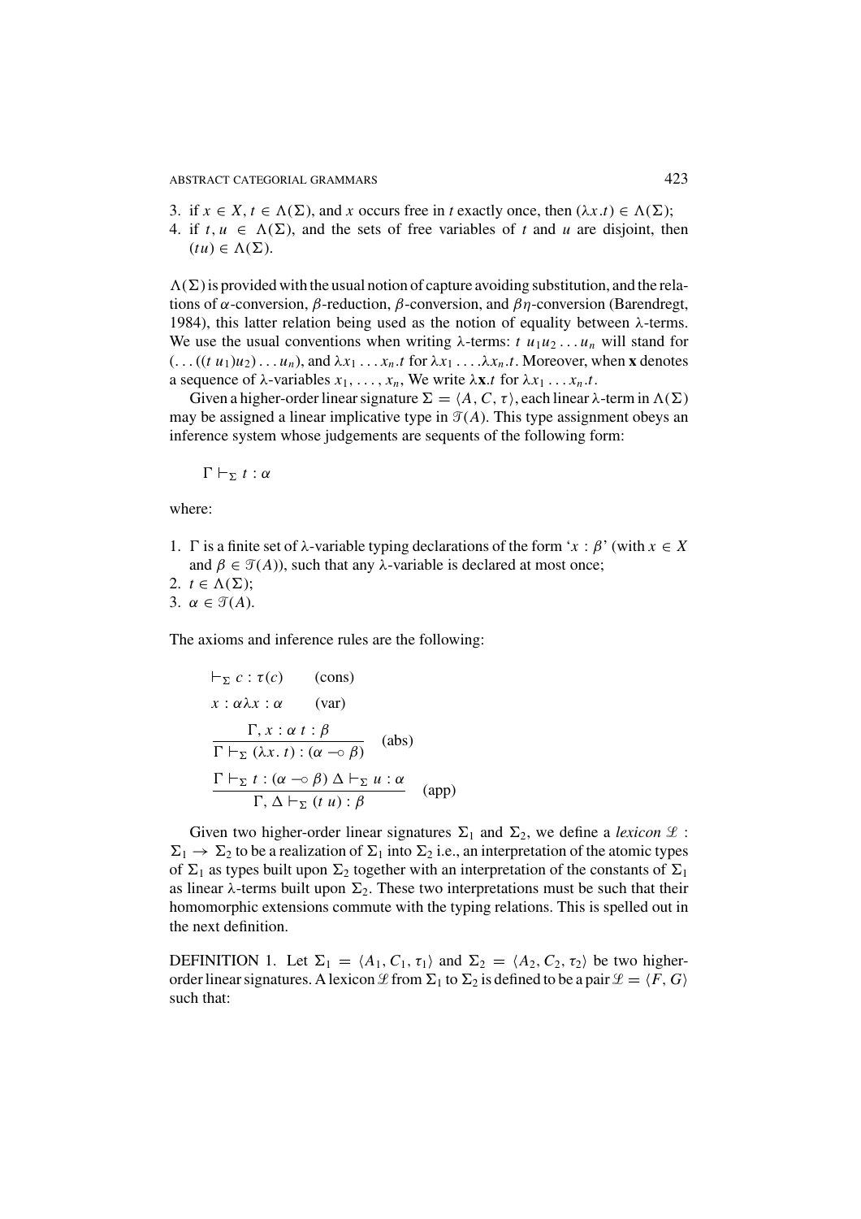3. if $x \in X$, $t \in \Lambda(\Sigma)$, and $x$ occurs free in $t$ exactly once, then $(\lambda x.t) \in \Lambda(\Sigma)$;
4. if $t, u \in \Lambda(\Sigma)$, and the sets of free variables of $t$ and $u$ are disjoint, then $(tu) \in \Lambda(\Sigma)$.

$\Lambda(\Sigma)$ is provided with the usual notion of capture avoiding substitution, and the relations of $\alpha$-conversion, $\beta$-reduction, $\beta$-conversion, and $\beta\eta$-conversion (Barendregt, 1984), this latter relation being used as the notion of equality between $\lambda$-terms. We use the usual conventions when writing $\lambda$-terms: $t\ u_1 u_2 \ldots u_n$ will stand for $(\ldots((t\ u_1)u_2)\ldots u_n)$, and $\lambda x_1 \ldots x_n.t$ for $\lambda x_1 \ldots .\lambda x_n.t$. Moreover, when $\mathbf{x}$ denotes a sequence of $\lambda$-variables $x_1, \ldots, x_n$, We write $\lambda \mathbf{x}.t$ for $\lambda x_1 \ldots x_n.t$.

Given a higher-order linear signature $\Sigma = \langle A, C, \tau \rangle$, each linear $\lambda$-term in $\Lambda(\Sigma)$ may be assigned a linear implicative type in $\mathscr{T}(A)$. This type assignment obeys an inference system whose judgements are sequents of the following form:

$$\Gamma \vdash_\Sigma t : \alpha$$

where:

1. $\Gamma$ is a finite set of $\lambda$-variable typing declarations of the form '$x : \beta$' (with $x \in X$ and $\beta \in \mathscr{T}(A)$), such that any $\lambda$-variable is declared at most once;
2. $t \in \Lambda(\Sigma)$;
3. $\alpha \in \mathscr{T}(A)$.

The axioms and inference rules are the following:

$$\vdash_\Sigma c : \tau(c) \qquad \text{(cons)}$$

$$x : \alpha \lambda x : \alpha \qquad \text{(var)}$$

$$\frac{\Gamma, x : \alpha\ t : \beta}{\Gamma \vdash_\Sigma (\lambda x.\ t) : (\alpha \multimap \beta)} \quad \text{(abs)}$$

$$\frac{\Gamma \vdash_\Sigma t : (\alpha \multimap \beta)\ \Delta \vdash_\Sigma u : \alpha}{\Gamma, \Delta \vdash_\Sigma (t\ u) : \beta} \quad \text{(app)}$$

Given two higher-order linear signatures $\Sigma_1$ and $\Sigma_2$, we define a *lexicon* $\mathscr{L} : \Sigma_1 \to \Sigma_2$ to be a realization of $\Sigma_1$ into $\Sigma_2$ i.e., an interpretation of the atomic types of $\Sigma_1$ as types built upon $\Sigma_2$ together with an interpretation of the constants of $\Sigma_1$ as linear $\lambda$-terms built upon $\Sigma_2$. These two interpretations must be such that their homomorphic extensions commute with the typing relations. This is spelled out in the next definition.

DEFINITION 1. Let $\Sigma_1 = \langle A_1, C_1, \tau_1 \rangle$ and $\Sigma_2 = \langle A_2, C_2, \tau_2 \rangle$ be two higher-order linear signatures. A lexicon $\mathscr{L}$ from $\Sigma_1$ to $\Sigma_2$ is defined to be a pair $\mathscr{L} = \langle F, G \rangle$ such that: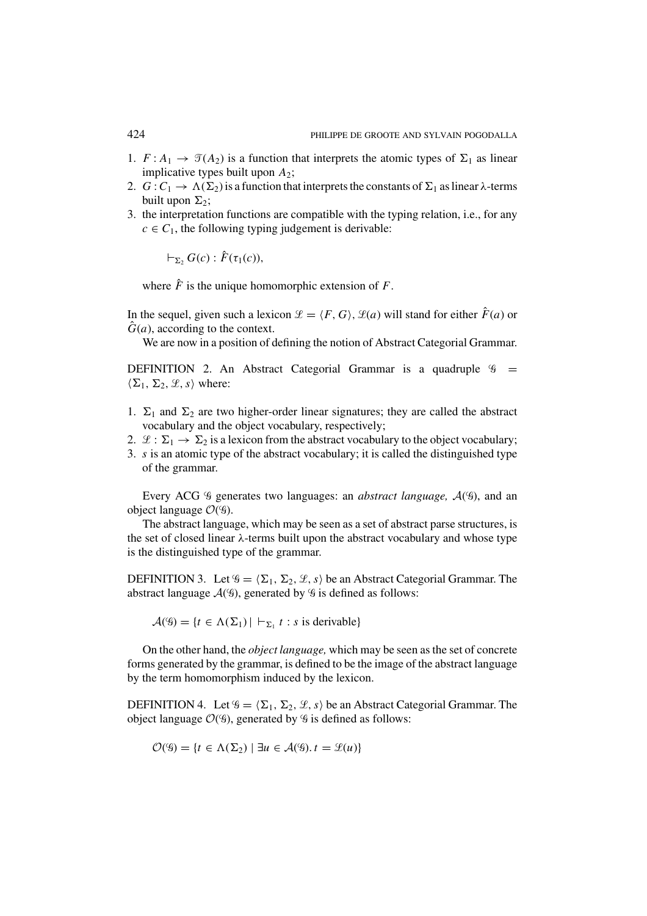1. $F : A_1 \to \mathscr{T}(A_2)$ is a function that interprets the atomic types of $\Sigma_1$ as linear implicative types built upon $A_2$;
2. $G : C_1 \to \Lambda(\Sigma_2)$ is a function that interprets the constants of $\Sigma_1$ as linear $\lambda$-terms built upon $\Sigma_2$;
3. the interpretation functions are compatible with the typing relation, i.e., for any $c \in C_1$, the following typing judgement is derivable:

   $$\vdash_{\Sigma_2} G(c) : \hat{F}(\tau_1(c)),$$

   where $\hat{F}$ is the unique homomorphic extension of $F$.

In the sequel, given such a lexicon $\mathscr{L} = \langle F, G \rangle$, $\mathscr{L}(a)$ will stand for either $\hat{F}(a)$ or $\hat{G}(a)$, according to the context.

We are now in a position of defining the notion of Abstract Categorial Grammar.

DEFINITION 2. An Abstract Categorial Grammar is a quadruple $\mathscr{G} = \langle \Sigma_1, \Sigma_2, \mathscr{L}, s \rangle$ where:

1. $\Sigma_1$ and $\Sigma_2$ are two higher-order linear signatures; they are called the abstract vocabulary and the object vocabulary, respectively;
2. $\mathscr{L} : \Sigma_1 \to \Sigma_2$ is a lexicon from the abstract vocabulary to the object vocabulary;
3. $s$ is an atomic type of the abstract vocabulary; it is called the distinguished type of the grammar.

Every ACG $\mathscr{G}$ generates two languages: an *abstract language,* $\mathcal{A}(\mathscr{G})$, and an object language $\mathcal{O}(\mathscr{G})$.

The abstract language, which may be seen as a set of abstract parse structures, is the set of closed linear $\lambda$-terms built upon the abstract vocabulary and whose type is the distinguished type of the grammar.

DEFINITION 3. Let $\mathscr{G} = \langle \Sigma_1, \Sigma_2, \mathscr{L}, s \rangle$ be an Abstract Categorial Grammar. The abstract language $\mathcal{A}(\mathscr{G})$, generated by $\mathscr{G}$ is defined as follows:

$$\mathcal{A}(\mathscr{G}) = \{t \in \Lambda(\Sigma_1) \mid \vdash_{\Sigma_1} t : s \text{ is derivable}\}$$

On the other hand, the *object language,* which may be seen as the set of concrete forms generated by the grammar, is defined to be the image of the abstract language by the term homomorphism induced by the lexicon.

DEFINITION 4. Let $\mathscr{G} = \langle \Sigma_1, \Sigma_2, \mathscr{L}, s \rangle$ be an Abstract Categorial Grammar. The object language $\mathcal{O}(\mathscr{G})$, generated by $\mathscr{G}$ is defined as follows:

$$\mathcal{O}(\mathscr{G}) = \{t \in \Lambda(\Sigma_2) \mid \exists u \in \mathcal{A}(\mathscr{G}).\, t = \mathscr{L}(u)\}$$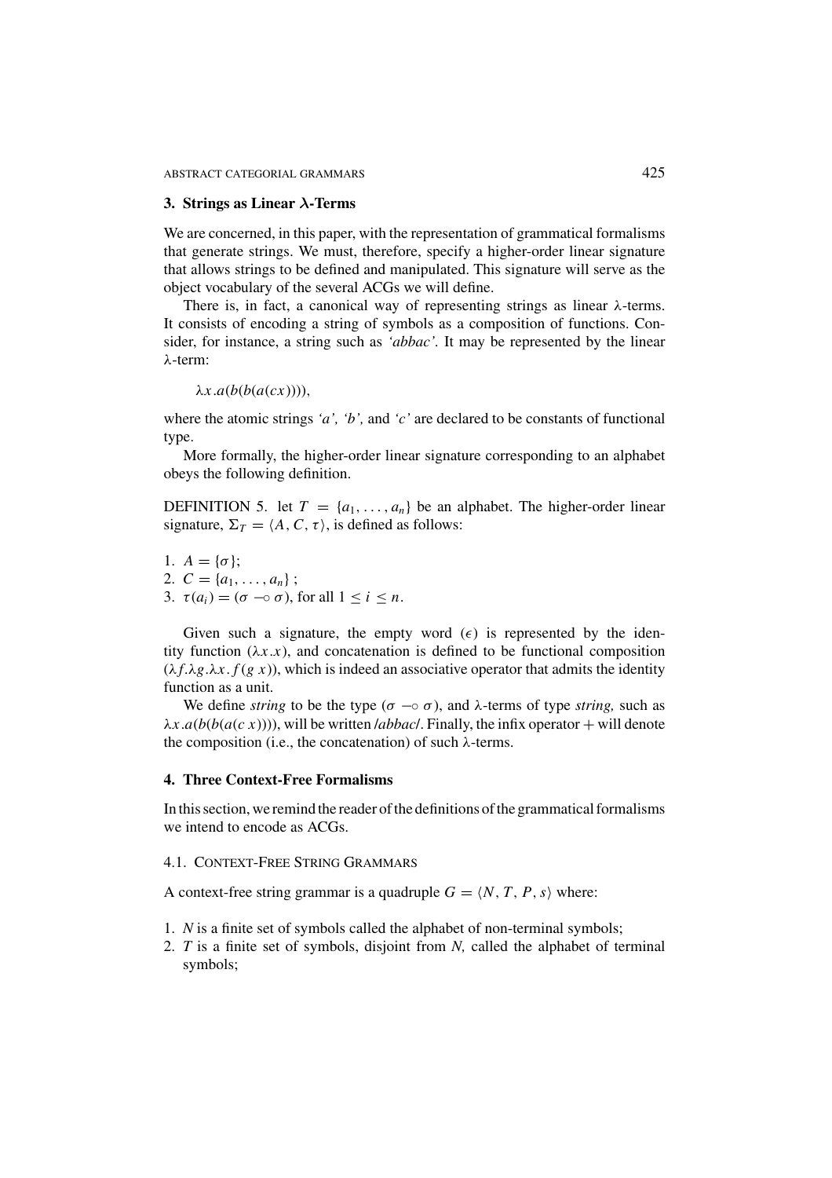## 3. Strings as Linear $\lambda$-Terms

We are concerned, in this paper, with the representation of grammatical formalisms that generate strings. We must, therefore, specify a higher-order linear signature that allows strings to be defined and manipulated. This signature will serve as the object vocabulary of the several ACGs we will define.

There is, in fact, a canonical way of representing strings as linear $\lambda$-terms. It consists of encoding a string of symbols as a composition of functions. Consider, for instance, a string such as *'abbac'*. It may be represented by the linear $\lambda$-term:

$$\lambda x.a(b(b(a(cx)))),$$

where the atomic strings *'a', 'b',* and *'c'* are declared to be constants of functional type.

More formally, the higher-order linear signature corresponding to an alphabet obeys the following definition.

DEFINITION 5. let $T = \{a_1, \ldots, a_n\}$ be an alphabet. The higher-order linear signature, $\Sigma_T = \langle A, C, \tau \rangle$, is defined as follows:

1. $A = \{\sigma\}$;
2. $C = \{a_1, \ldots, a_n\}$ ;
3. $\tau(a_i) = (\sigma \multimap \sigma)$, for all $1 \leq i \leq n$.

Given such a signature, the empty word ($\epsilon$) is represented by the identity function ($\lambda x.x$), and concatenation is defined to be functional composition ($\lambda f.\lambda g.\lambda x.\, f(g\, x)$), which is indeed an associative operator that admits the identity function as a unit.

We define *string* to be the type ($\sigma \multimap \sigma$), and $\lambda$-terms of type *string,* such as $\lambda x.a(b(b(a(c\, x))))$, will be written /*abbac*/. Finally, the infix operator $+$ will denote the composition (i.e., the concatenation) of such $\lambda$-terms.

## 4. Three Context-Free Formalisms

In this section, we remind the reader of the definitions of the grammatical formalisms we intend to encode as ACGs.

### 4.1. Context-Free String Grammars

A context-free string grammar is a quadruple $G = \langle N, T, P, s \rangle$ where:

1. $N$ is a finite set of symbols called the alphabet of non-terminal symbols;
2. $T$ is a finite set of symbols, disjoint from $N$, called the alphabet of terminal symbols;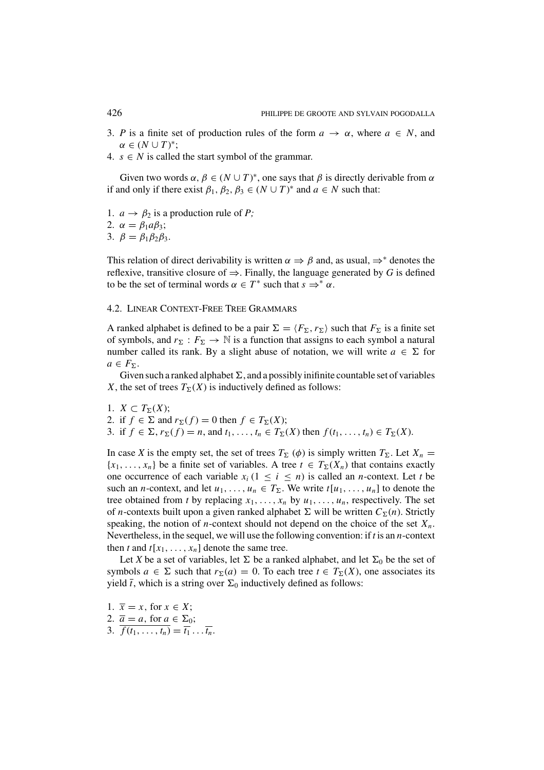3. $P$ is a finite set of production rules of the form $a \to \alpha$, where $a \in N$, and $\alpha \in (N \cup T)^*$;
4. $s \in N$ is called the start symbol of the grammar.

Given two words $\alpha, \beta \in (N \cup T)^*$, one says that $\beta$ is directly derivable from $\alpha$ if and only if there exist $\beta_1, \beta_2, \beta_3 \in (N \cup T)^*$ and $a \in N$ such that:

1. $a \to \beta_2$ is a production rule of *P;*
2. $\alpha = \beta_1 a \beta_3$;
3. $\beta = \beta_1 \beta_2 \beta_3$.

This relation of direct derivability is written $\alpha \Rightarrow \beta$ and, as usual, $\Rightarrow^*$ denotes the reflexive, transitive closure of $\Rightarrow$. Finally, the language generated by $G$ is defined to be the set of terminal words $\alpha \in T^*$ such that $s \Rightarrow^* \alpha$.

## 4.2. Linear Context-Free Tree Grammars

A ranked alphabet is defined to be a pair $\Sigma = \langle F_\Sigma, r_\Sigma \rangle$ such that $F_\Sigma$ is a finite set of symbols, and $r_\Sigma : F_\Sigma \to \mathbb{N}$ is a function that assigns to each symbol a natural number called its rank. By a slight abuse of notation, we will write $a \in \Sigma$ for $a \in F_\Sigma$.

Given such a ranked alphabet $\Sigma$, and a possibly inifinite countable set of variables $X$, the set of trees $T_\Sigma(X)$ is inductively defined as follows:

1. $X \subset T_\Sigma(X)$;
2. if $f \in \Sigma$ and $r_\Sigma(f) = 0$ then $f \in T_\Sigma(X)$;
3. if $f \in \Sigma$, $r_\Sigma(f) = n$, and $t_1, \ldots, t_n \in T_\Sigma(X)$ then $f(t_1, \ldots, t_n) \in T_\Sigma(X)$.

In case $X$ is the empty set, the set of trees $T_\Sigma(\phi)$ is simply written $T_\Sigma$. Let $X_n = \{x_1, \ldots, x_n\}$ be a finite set of variables. A tree $t \in T_\Sigma(X_n)$ that contains exactly one occurrence of each variable $x_i$ $(1 \leq i \leq n)$ is called an $n$-context. Let $t$ be such an $n$-context, and let $u_1, \ldots, u_n \in T_\Sigma$. We write $t[u_1, \ldots, u_n]$ to denote the tree obtained from $t$ by replacing $x_1, \ldots, x_n$ by $u_1, \ldots, u_n$, respectively. The set of $n$-contexts built upon a given ranked alphabet $\Sigma$ will be written $C_\Sigma(n)$. Strictly speaking, the notion of $n$-context should not depend on the choice of the set $X_n$. Nevertheless, in the sequel, we will use the following convention: if $t$ is an $n$-context then $t$ and $t[x_1, \ldots, x_n]$ denote the same tree.

Let $X$ be a set of variables, let $\Sigma$ be a ranked alphabet, and let $\Sigma_0$ be the set of symbols $a \in \Sigma$ such that $r_\Sigma(a) = 0$. To each tree $t \in T_\Sigma(X)$, one associates its yield $\overline{t}$, which is a string over $\Sigma_0$ inductively defined as follows:

1. $\overline{x} = x$, for $x \in X$;
2. $\overline{a} = a$, for $a \in \Sigma_0$;
3. $\overline{f(t_1, \ldots, t_n)} = \overline{t_1} \ldots \overline{t_n}$.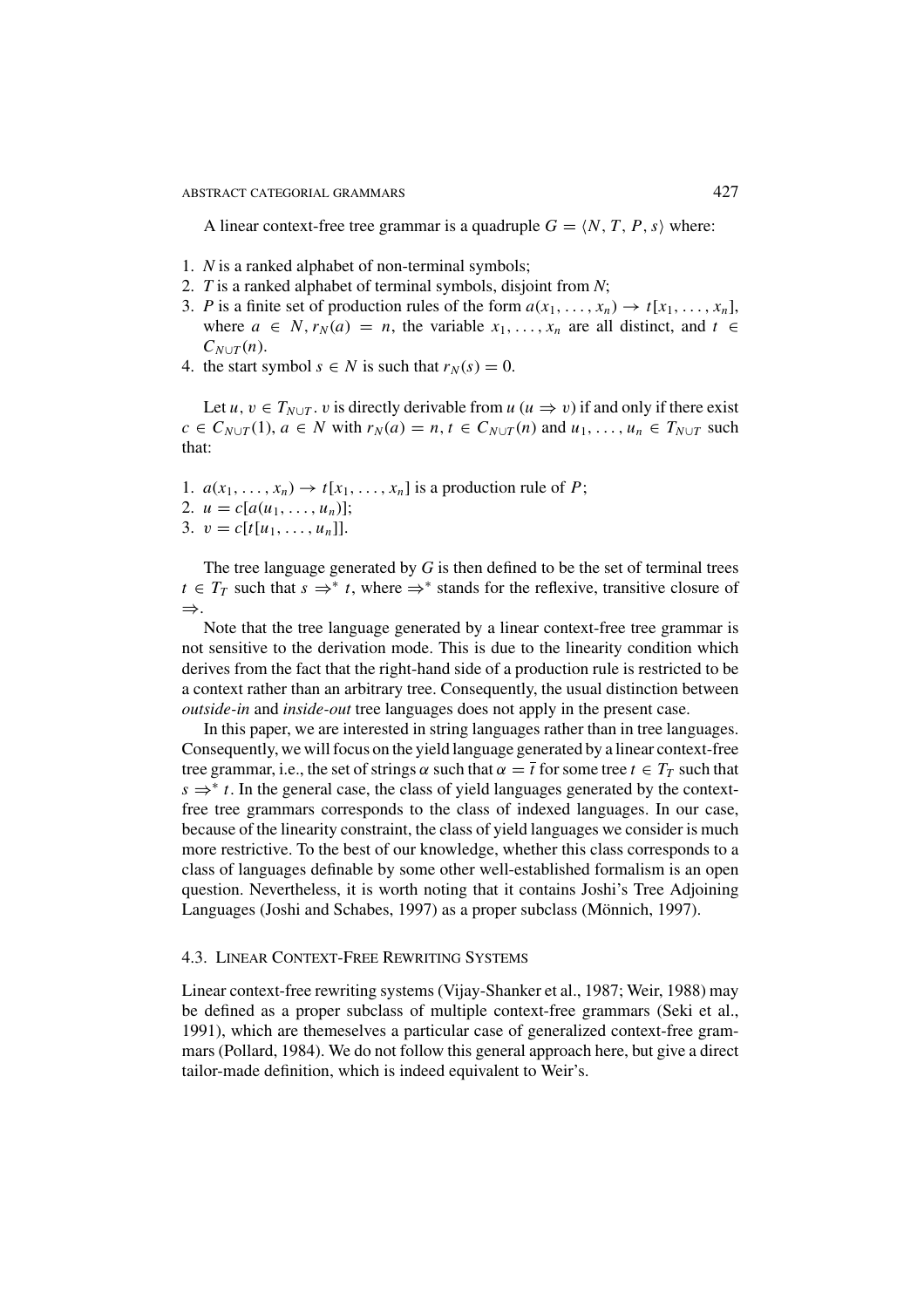A linear context-free tree grammar is a quadruple $G = \langle N, T, P, s \rangle$ where:

1. $N$ is a ranked alphabet of non-terminal symbols;
2. $T$ is a ranked alphabet of terminal symbols, disjoint from $N$;
3. $P$ is a finite set of production rules of the form $a(x_1, \ldots, x_n) \rightarrow t[x_1, \ldots, x_n]$, where $a \in N, r_N(a) = n$, the variable $x_1, \ldots, x_n$ are all distinct, and $t \in C_{N \cup T}(n)$.
4. the start symbol $s \in N$ is such that $r_N(s) = 0$.

Let $u, v \in T_{N \cup T}$. $v$ is directly derivable from $u$ ($u \Rightarrow v$) if and only if there exist $c \in C_{N \cup T}(1)$, $a \in N$ with $r_N(a) = n$, $t \in C_{N \cup T}(n)$ and $u_1, \ldots, u_n \in T_{N \cup T}$ such that:

1. $a(x_1, \ldots, x_n) \rightarrow t[x_1, \ldots, x_n]$ is a production rule of $P$;
2. $u = c[a(u_1, \ldots, u_n)]$;
3. $v = c[t[u_1, \ldots, u_n]]$.

The tree language generated by $G$ is then defined to be the set of terminal trees $t \in T_T$ such that $s \Rightarrow^* t$, where $\Rightarrow^*$ stands for the reflexive, transitive closure of $\Rightarrow$.

Note that the tree language generated by a linear context-free tree grammar is not sensitive to the derivation mode. This is due to the linearity condition which derives from the fact that the right-hand side of a production rule is restricted to be a context rather than an arbitrary tree. Consequently, the usual distinction between *outside-in* and *inside-out* tree languages does not apply in the present case.

In this paper, we are interested in string languages rather than in tree languages. Consequently, we will focus on the yield language generated by a linear context-free tree grammar, i.e., the set of strings $\alpha$ such that $\alpha = \bar{t}$ for some tree $t \in T_T$ such that $s \Rightarrow^* t$. In the general case, the class of yield languages generated by the context-free tree grammars corresponds to the class of indexed languages. In our case, because of the linearity constraint, the class of yield languages we consider is much more restrictive. To the best of our knowledge, whether this class corresponds to a class of languages definable by some other well-established formalism is an open question. Nevertheless, it is worth noting that it contains Joshi's Tree Adjoining Languages (Joshi and Schabes, 1997) as a proper subclass (Mönnich, 1997).

### 4.3. Linear Context-Free Rewriting Systems

Linear context-free rewriting systems (Vijay-Shanker et al., 1987; Weir, 1988) may be defined as a proper subclass of multiple context-free grammars (Seki et al., 1991), which are themeselves a particular case of generalized context-free grammars (Pollard, 1984). We do not follow this general approach here, but give a direct tailor-made definition, which is indeed equivalent to Weir's.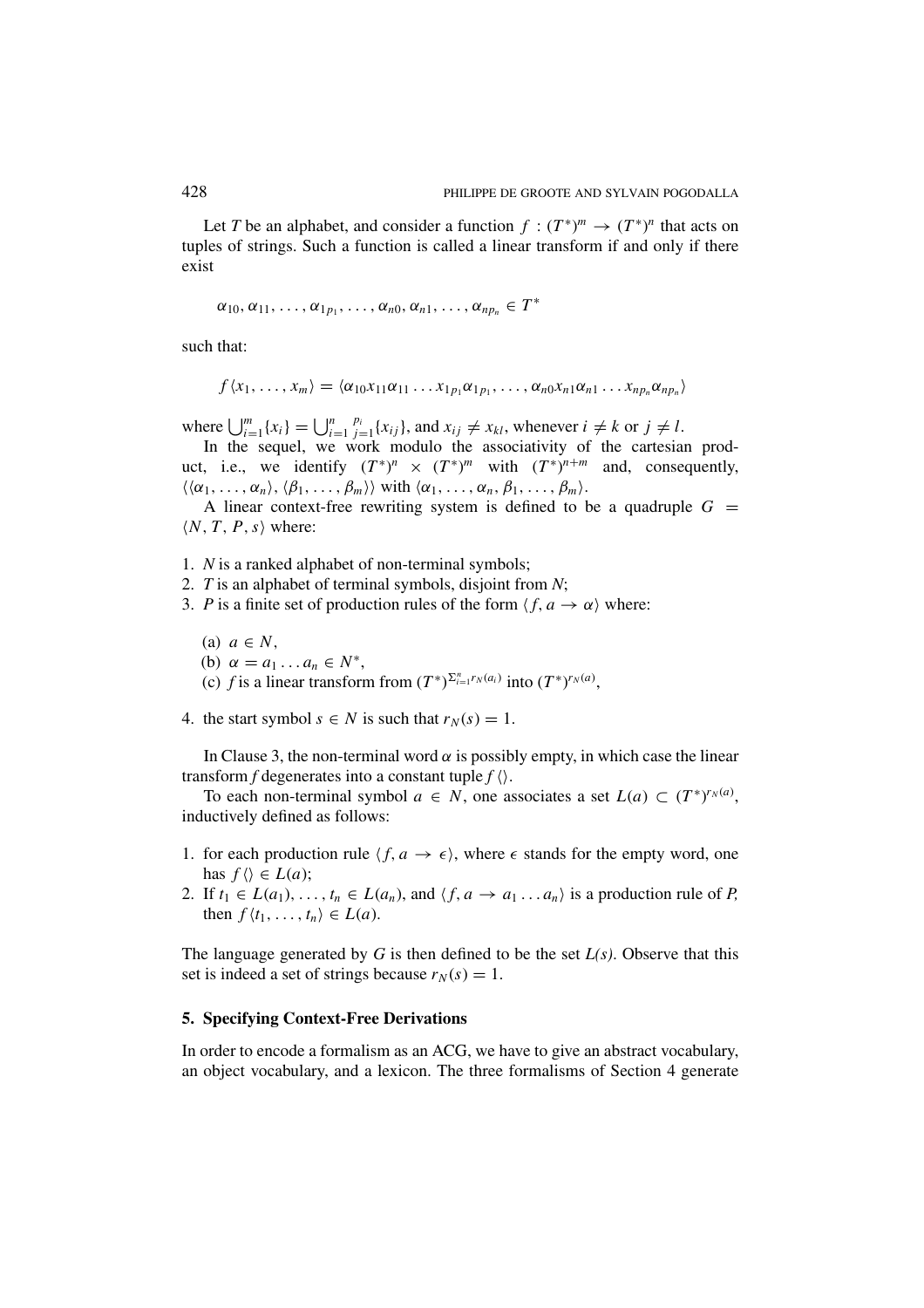Let $T$ be an alphabet, and consider a function $f : (T^*)^m \to (T^*)^n$ that acts on tuples of strings. Such a function is called a linear transform if and only if there exist

$$\alpha_{10}, \alpha_{11}, \ldots, \alpha_{1p_1}, \ldots, \alpha_{n0}, \alpha_{n1}, \ldots, \alpha_{np_n} \in T^*$$

such that:

$$f\langle x_1, \ldots, x_m\rangle = \langle \alpha_{10}x_{11}\alpha_{11}\ldots x_{1p_1}\alpha_{1p_1}, \ldots, \alpha_{n0}x_{n1}\alpha_{n1}\ldots x_{np_n}\alpha_{np_n}\rangle$$

where $\bigcup_{i=1}^{m}\{x_i\} = \bigcup_{i=1}^{n}\bigcup_{j=1}^{p_i}\{x_{ij}\}$, and $x_{ij} \neq x_{kl}$, whenever $i \neq k$ or $j \neq l$.

In the sequel, we work modulo the associativity of the cartesian product, i.e., we identify $(T^*)^n \times (T^*)^m$ with $(T^*)^{n+m}$ and, consequently, $\langle\langle \alpha_1, \ldots, \alpha_n\rangle, \langle \beta_1, \ldots, \beta_m\rangle\rangle$ with $\langle \alpha_1, \ldots, \alpha_n, \beta_1, \ldots, \beta_m\rangle$.

A linear context-free rewriting system is defined to be a quadruple $G = \langle N, T, P, s\rangle$ where:

1. $N$ is a ranked alphabet of non-terminal symbols;
2. $T$ is an alphabet of terminal symbols, disjoint from $N$;
3. $P$ is a finite set of production rules of the form $\langle f, a \to \alpha\rangle$ where:
   (a) $a \in N$,
   (b) $\alpha = a_1 \ldots a_n \in N^*$,
   (c) $f$ is a linear transform from $(T^*)^{\Sigma_{i=1}^{n} r_N(a_i)}$ into $(T^*)^{r_N(a)}$,
4. the start symbol $s \in N$ is such that $r_N(s) = 1$.

In Clause 3, the non-terminal word $\alpha$ is possibly empty, in which case the linear transform $f$ degenerates into a constant tuple $f\langle\rangle$.

To each non-terminal symbol $a \in N$, one associates a set $L(a) \subset (T^*)^{r_N(a)}$, inductively defined as follows:

1. for each production rule $\langle f, a \to \epsilon\rangle$, where $\epsilon$ stands for the empty word, one has $f\langle\rangle \in L(a)$;
2. If $t_1 \in L(a_1), \ldots, t_n \in L(a_n)$, and $\langle f, a \to a_1 \ldots a_n\rangle$ is a production rule of $P$, then $f\langle t_1, \ldots, t_n\rangle \in L(a)$.

The language generated by $G$ is then defined to be the set $L(s)$. Observe that this set is indeed a set of strings because $r_N(s) = 1$.

## 5. Specifying Context-Free Derivations

In order to encode a formalism as an ACG, we have to give an abstract vocabulary, an object vocabulary, and a lexicon. The three formalisms of Section 4 generate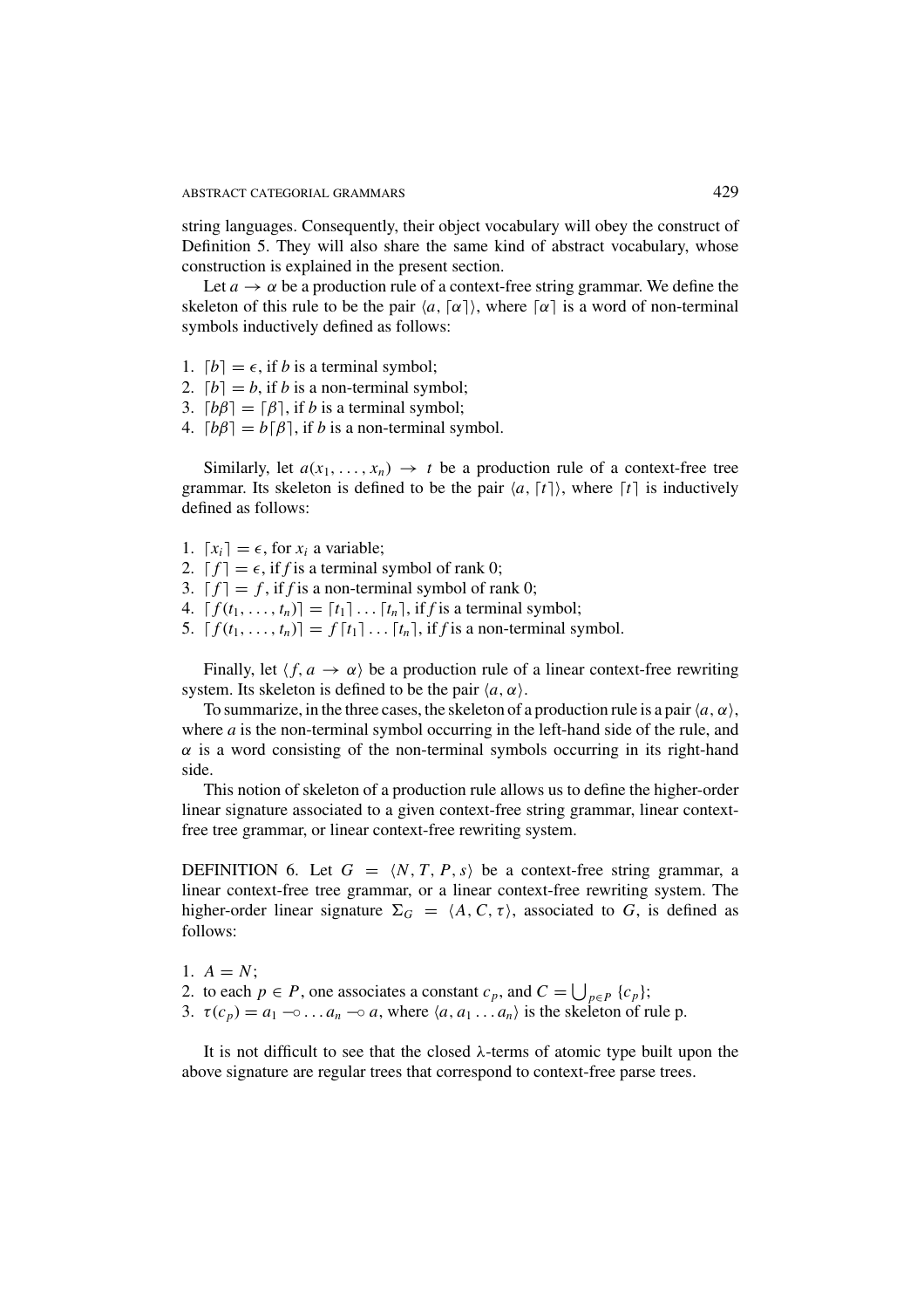string languages. Consequently, their object vocabulary will obey the construct of Definition 5. They will also share the same kind of abstract vocabulary, whose construction is explained in the present section.

Let $a \rightarrow \alpha$ be a production rule of a context-free string grammar. We define the skeleton of this rule to be the pair $\langle a, \lceil\alpha\rceil\rangle$, where $\lceil\alpha\rceil$ is a word of non-terminal symbols inductively defined as follows:

1. $\lceil b\rceil = \epsilon$, if $b$ is a terminal symbol;
2. $\lceil b\rceil = b$, if $b$ is a non-terminal symbol;
3. $\lceil b\beta\rceil = \lceil\beta\rceil$, if $b$ is a terminal symbol;
4. $\lceil b\beta\rceil = b\lceil\beta\rceil$, if $b$ is a non-terminal symbol.

Similarly, let $a(x_1, \ldots, x_n) \rightarrow t$ be a production rule of a context-free tree grammar. Its skeleton is defined to be the pair $\langle a, \lceil t\rceil\rangle$, where $\lceil t\rceil$ is inductively defined as follows:

1. $\lceil x_i\rceil = \epsilon$, for $x_i$ a variable;
2. $\lceil f\rceil = \epsilon$, if $f$ is a terminal symbol of rank 0;
3. $\lceil f\rceil = f$, if $f$ is a non-terminal symbol of rank 0;
4. $\lceil f(t_1, \ldots, t_n)\rceil = \lceil t_1\rceil \ldots \lceil t_n\rceil$, if $f$ is a terminal symbol;
5. $\lceil f(t_1, \ldots, t_n)\rceil = f\lceil t_1\rceil \ldots \lceil t_n\rceil$, if $f$ is a non-terminal symbol.

Finally, let $\langle f, a \rightarrow \alpha\rangle$ be a production rule of a linear context-free rewriting system. Its skeleton is defined to be the pair $\langle a, \alpha\rangle$.

To summarize, in the three cases, the skeleton of a production rule is a pair $\langle a, \alpha\rangle$, where $a$ is the non-terminal symbol occurring in the left-hand side of the rule, and $\alpha$ is a word consisting of the non-terminal symbols occurring in its right-hand side.

This notion of skeleton of a production rule allows us to define the higher-order linear signature associated to a given context-free string grammar, linear context-free tree grammar, or linear context-free rewriting system.

DEFINITION 6. Let $G = \langle N, T, P, s\rangle$ be a context-free string grammar, a linear context-free tree grammar, or a linear context-free rewriting system. The higher-order linear signature $\Sigma_G = \langle A, C, \tau\rangle$, associated to $G$, is defined as follows:

1. $A = N$;
2. to each $p \in P$, one associates a constant $c_p$, and $C = \bigcup_{p \in P} \{c_p\}$;
3. $\tau(c_p) = a_1 \multimap \ldots a_n \multimap a$, where $\langle a, a_1 \ldots a_n\rangle$ is the skeleton of rule p.

It is not difficult to see that the closed λ-terms of atomic type built upon the above signature are regular trees that correspond to context-free parse trees.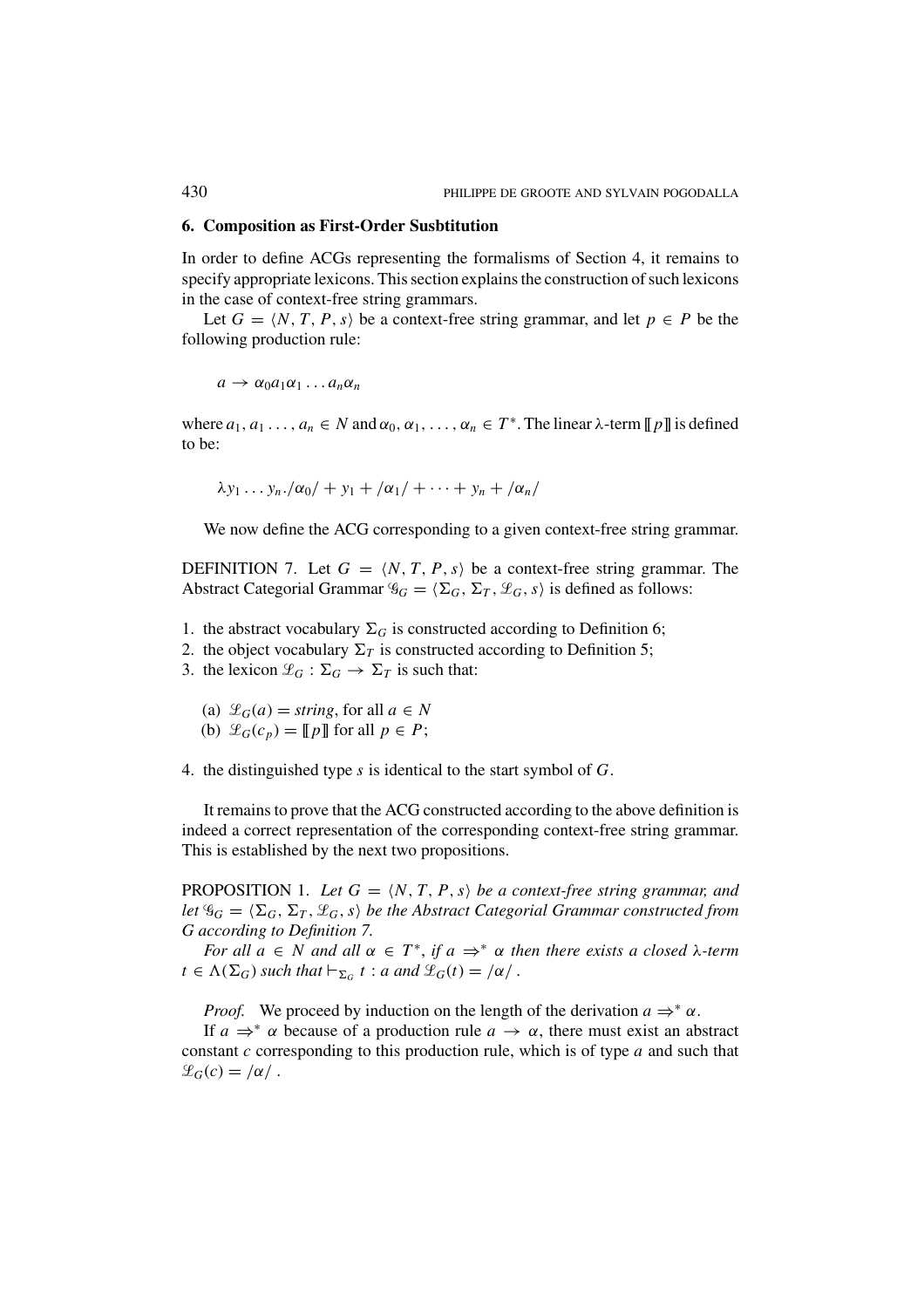## 6. Composition as First-Order Susbtitution

In order to define ACGs representing the formalisms of Section 4, it remains to specify appropriate lexicons. This section explains the construction of such lexicons in the case of context-free string grammars.

Let $G = \langle N, T, P, s \rangle$ be a context-free string grammar, and let $p \in P$ be the following production rule:

$$a \rightarrow \alpha_0 a_1 \alpha_1 \dots a_n \alpha_n$$

where $a_1, a_1 \dots, a_n \in N$ and $\alpha_0, \alpha_1, \dots, \alpha_n \in T^*$. The linear $\lambda$-term $[\![p]\!]$ is defined to be:

$$\lambda y_1 \dots y_n . /\alpha_0/ + y_1 + /\alpha_1/ + \dots + y_n + /\alpha_n/$$

We now define the ACG corresponding to a given context-free string grammar.

DEFINITION 7. Let $G = \langle N, T, P, s \rangle$ be a context-free string grammar. The Abstract Categorial Grammar $\mathscr{G}_G = \langle \Sigma_G, \Sigma_T, \mathscr{L}_G, s \rangle$ is defined as follows:

1. the abstract vocabulary $\Sigma_G$ is constructed according to Definition 6;
2. the object vocabulary $\Sigma_T$ is constructed according to Definition 5;
3. the lexicon $\mathscr{L}_G : \Sigma_G \rightarrow \Sigma_T$ is such that:
   (a) $\mathscr{L}_G(a) = \mathit{string}$, for all $a \in N$
   (b) $\mathscr{L}_G(c_p) = [\![p]\!]$ for all $p \in P$;
4. the distinguished type $s$ is identical to the start symbol of $G$.

It remains to prove that the ACG constructed according to the above definition is indeed a correct representation of the corresponding context-free string grammar. This is established by the next two propositions.

PROPOSITION 1. *Let $G = \langle N, T, P, s \rangle$ be a context-free string grammar, and let $\mathscr{G}_G = \langle \Sigma_G, \Sigma_T, \mathscr{L}_G, s \rangle$ be the Abstract Categorial Grammar constructed from $G$ according to Definition 7.*

*For all $a \in N$ and all $\alpha \in T^*$, if $a \Rightarrow^* \alpha$ then there exists a closed $\lambda$-term $t \in \Lambda(\Sigma_G)$ such that $\vdash_{\Sigma_G} t : a$ and $\mathscr{L}_G(t) = /\alpha/$.*

*Proof.* We proceed by induction on the length of the derivation $a \Rightarrow^* \alpha$.

If $a \Rightarrow^* \alpha$ because of a production rule $a \rightarrow \alpha$, there must exist an abstract constant $c$ corresponding to this production rule, which is of type $a$ and such that $\mathscr{L}_G(c) = /\alpha/$.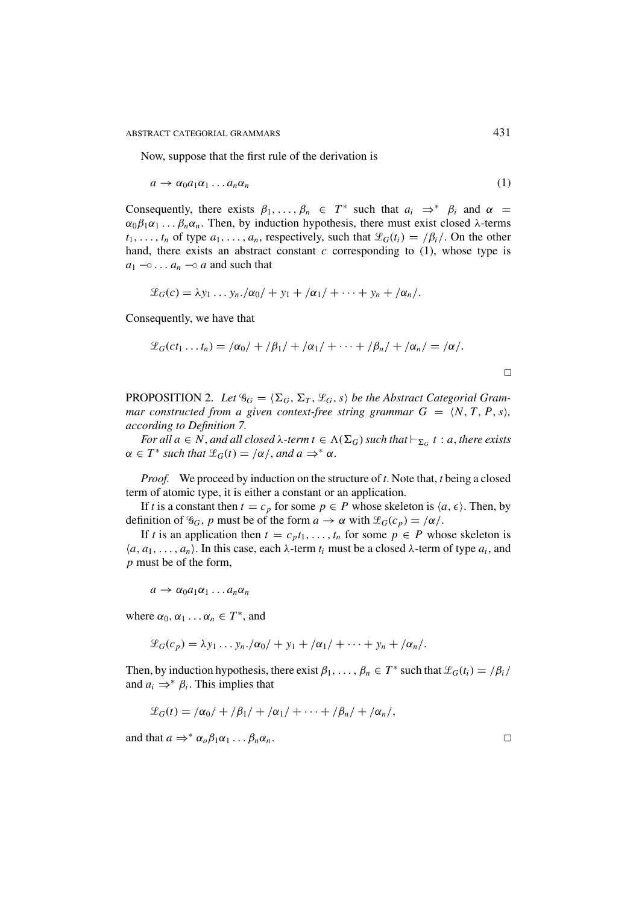Now, suppose that the first rule of the derivation is

$$a \rightarrow \alpha_0 a_1 \alpha_1 \ldots a_n \alpha_n \tag{1}$$

Consequently, there exists $\beta_1, \ldots, \beta_n \in T^*$ such that $a_i \Rightarrow^* \beta_i$ and $\alpha = \alpha_0 \beta_1 \alpha_1 \ldots \beta_n \alpha_n$. Then, by induction hypothesis, there must exist closed λ-terms $t_1, \ldots, t_n$ of type $a_1, \ldots, a_n$, respectively, such that $\mathscr{L}_G(t_i) = /\beta_i/$. On the other hand, there exists an abstract constant $c$ corresponding to (1), whose type is $a_1 \multimap \ldots a_n \multimap a$ and such that

$$\mathscr{L}_G(c) = \lambda y_1 \ldots y_n./\alpha_0/ + y_1 + /\alpha_1/ + \cdots + y_n + /\alpha_n/.$$

Consequently, we have that

$$\mathscr{L}_G(ct_1 \ldots t_n) = /\alpha_0/ + /\beta_1/ + /\alpha_1/ + \cdots + /\beta_n/ + /\alpha_n/ = /\alpha/.$$

□

PROPOSITION 2. *Let $\mathscr{G}_G = \langle \Sigma_G, \Sigma_T, \mathscr{L}_G, s \rangle$ be the Abstract Categorial Grammar constructed from a given context-free string grammar $G = \langle N, T, P, s \rangle$, according to Definition 7.*

*For all $a \in N$, and all closed λ-term $t \in \Lambda(\Sigma_G)$ such that $\vdash_{\Sigma_G} t : a$, there exists $\alpha \in T^*$ such that $\mathscr{L}_G(t) = /\alpha/$, and $a \Rightarrow^* \alpha$.*

*Proof.* We proceed by induction on the structure of $t$. Note that, $t$ being a closed term of atomic type, it is either a constant or an application.

If $t$ is a constant then $t = c_p$ for some $p \in P$ whose skeleton is $\langle a, \epsilon \rangle$. Then, by definition of $\mathscr{G}_G$, $p$ must be of the form $a \rightarrow \alpha$ with $\mathscr{L}_G(c_p) = /\alpha/$.

If $t$ is an application then $t = c_p t_1, \ldots, t_n$ for some $p \in P$ whose skeleton is $\langle a, a_1, \ldots, a_n \rangle$. In this case, each λ-term $t_i$ must be a closed λ-term of type $a_i$, and $p$ must be of the form,

$$a \rightarrow \alpha_0 a_1 \alpha_1 \ldots a_n \alpha_n$$

where $\alpha_0, \alpha_1 \ldots \alpha_n \in T^*$, and

$$\mathscr{L}_G(c_p) = \lambda y_1 \ldots y_n./\alpha_0/ + y_1 + /\alpha_1/ + \cdots + y_n + /\alpha_n/.$$

Then, by induction hypothesis, there exist $\beta_1, \ldots, \beta_n \in T^*$ such that $\mathscr{L}_G(t_i) = /\beta_i/$ and $a_i \Rightarrow^* \beta_i$. This implies that

$$\mathscr{L}_G(t) = /\alpha_0/ + /\beta_1/ + /\alpha_1/ + \cdots + /\beta_n/ + /\alpha_n/,$$

and that $a \Rightarrow^* \alpha_o \beta_1 \alpha_1 \ldots \beta_n \alpha_n$. □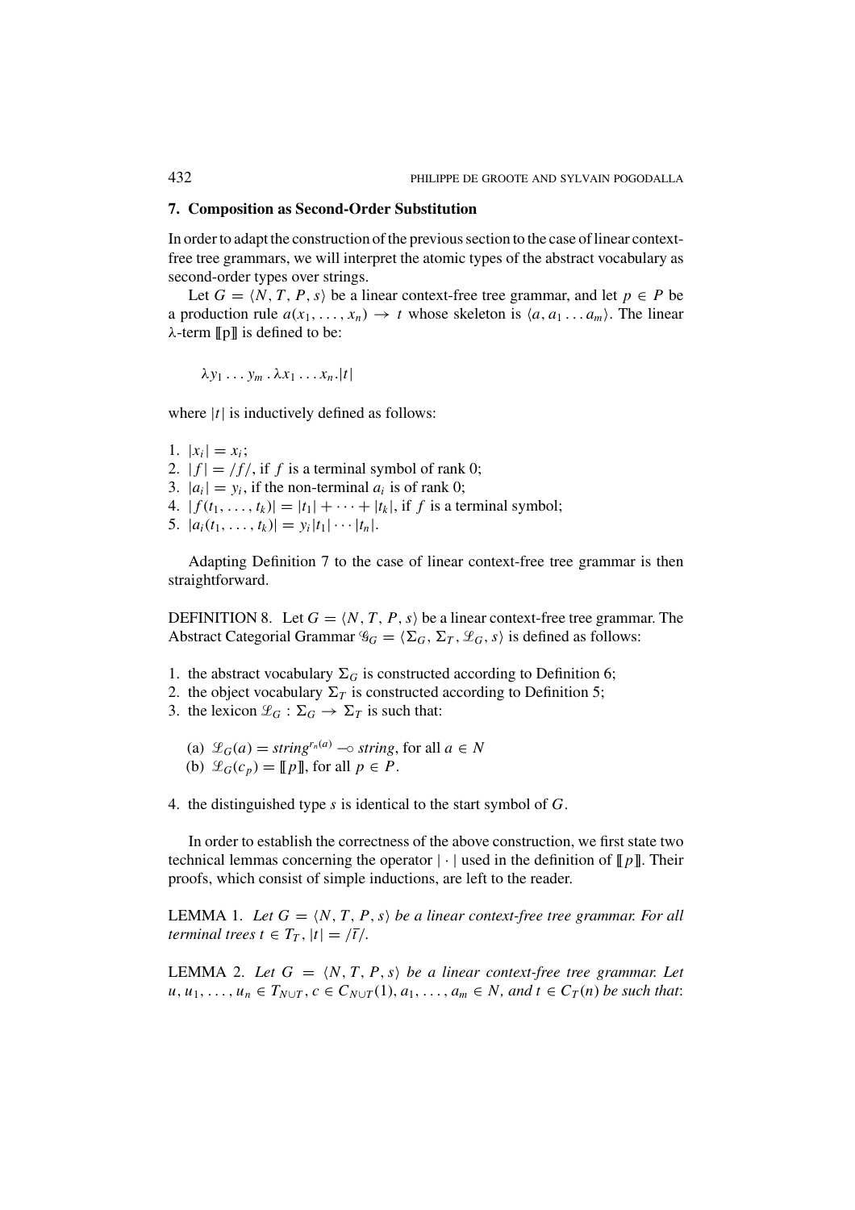## 7. Composition as Second-Order Substitution

In order to adapt the construction of the previous section to the case of linear context-free tree grammars, we will interpret the atomic types of the abstract vocabulary as second-order types over strings.

Let $G = \langle N, T, P, s\rangle$ be a linear context-free tree grammar, and let $p \in P$ be a production rule $a(x_1, \ldots, x_n) \to t$ whose skeleton is $\langle a, a_1 \ldots a_m\rangle$. The linear $\lambda$-term $[\![p]\!]$ is defined to be:

$$\lambda y_1 \ldots y_m . \lambda x_1 \ldots x_n . |t|$$

where $|t|$ is inductively defined as follows:

1. $|x_i| = x_i$;
2. $|f| = /f/$, if $f$ is a terminal symbol of rank 0;
3. $|a_i| = y_i$, if the non-terminal $a_i$ is of rank 0;
4. $|f(t_1, \ldots, t_k)| = |t_1| + \cdots + |t_k|$, if $f$ is a terminal symbol;
5. $|a_i(t_1, \ldots, t_k)| = y_i |t_1| \cdots |t_n|$.

Adapting Definition 7 to the case of linear context-free tree grammar is then straightforward.

DEFINITION 8. Let $G = \langle N, T, P, s\rangle$ be a linear context-free tree grammar. The Abstract Categorial Grammar $\mathscr{G}_G = \langle \Sigma_G, \Sigma_T, \mathscr{L}_G, s\rangle$ is defined as follows:

1. the abstract vocabulary $\Sigma_G$ is constructed according to Definition 6;
2. the object vocabulary $\Sigma_T$ is constructed according to Definition 5;
3. the lexicon $\mathscr{L}_G : \Sigma_G \to \Sigma_T$ is such that:
   (a) $\mathscr{L}_G(a) = string^{r_n(a)} \multimap string$, for all $a \in N$
   (b) $\mathscr{L}_G(c_p) = [\![p]\!]$, for all $p \in P$.
4. the distinguished type $s$ is identical to the start symbol of $G$.

In order to establish the correctness of the above construction, we first state two technical lemmas concerning the operator $|\cdot|$ used in the definition of $[\![p]\!]$. Their proofs, which consist of simple inductions, are left to the reader.

LEMMA 1. *Let $G = \langle N, T, P, s\rangle$ be a linear context-free tree grammar. For all terminal trees $t \in T_T$, $|t| = /\bar{t}/$.*

LEMMA 2. *Let $G = \langle N, T, P, s\rangle$ be a linear context-free tree grammar. Let $u, u_1, \ldots, u_n \in T_{N\cup T}$, $c \in C_{N\cup T}(1)$, $a_1, \ldots, a_m \in N$, and $t \in C_T(n)$ be such that:*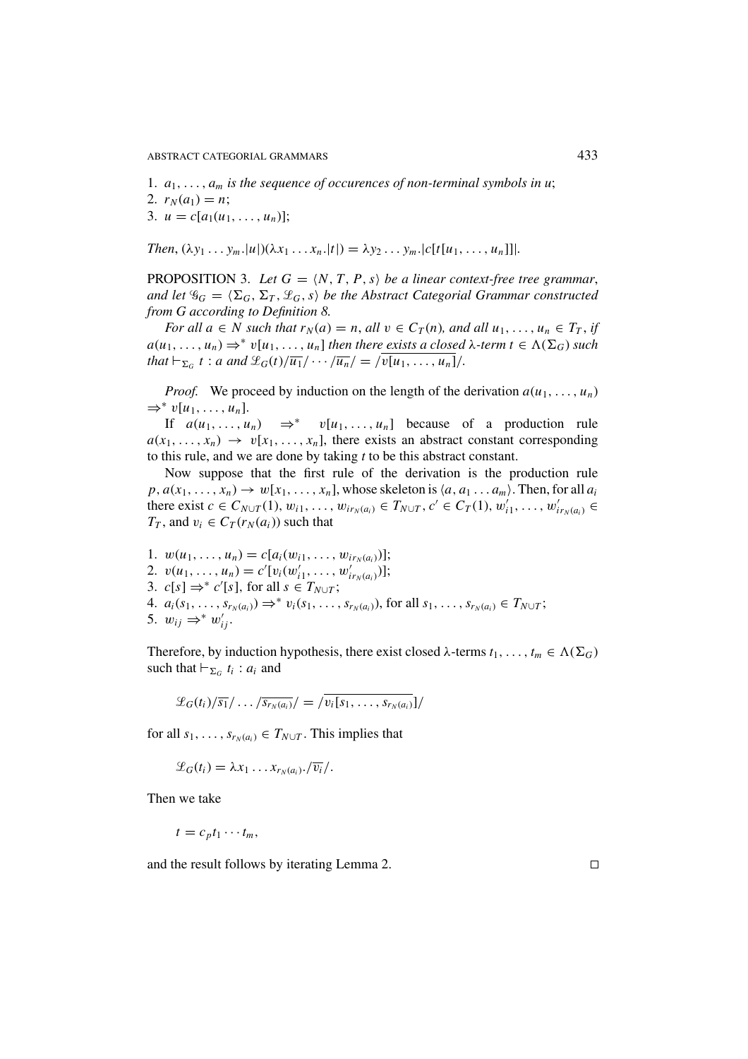1. $a_1, \ldots, a_m$ *is the sequence of occurences of non-terminal symbols in* $u$;
2. $r_N(a_1) = n$;
3. $u = c[a_1(u_1, \ldots, u_n)]$;

*Then*, $(\lambda y_1 \ldots y_m.|u|)(\lambda x_1 \ldots x_n.|t|) = \lambda y_2 \ldots y_m.|c[t[u_1, \ldots, u_n]]|$.

PROPOSITION 3. *Let* $G = \langle N, T, P, s\rangle$ *be a linear context-free tree grammar, and let* $\mathcal{G}_G = \langle \Sigma_G, \Sigma_T, \mathcal{L}_G, s\rangle$ *be the Abstract Categorial Grammar constructed from* $G$ *according to Definition 8.*

*For all* $a \in N$ *such that* $r_N(a) = n$, *all* $v \in C_T(n)$, *and all* $u_1, \ldots, u_n \in T_T$, *if* $a(u_1, \ldots, u_n) \Rightarrow^* v[u_1, \ldots, u_n]$ *then there exists a closed* $\lambda$-*term* $t \in \Lambda(\Sigma_G)$ *such that* $\vdash_{\Sigma_G} t : a$ *and* $\mathcal{L}_G(t)/\overline{u_1}/ \cdots /\overline{u_n}/ = /\overline{v[u_1, \ldots, u_n]}/$.

*Proof.* We proceed by induction on the length of the derivation $a(u_1, \ldots, u_n) \Rightarrow^* v[u_1, \ldots, u_n]$.

If $a(u_1, \ldots, u_n) \Rightarrow^* v[u_1, \ldots, u_n]$ because of a production rule $a(x_1, \ldots, x_n) \rightarrow v[x_1, \ldots, x_n]$, there exists an abstract constant corresponding to this rule, and we are done by taking $t$ to be this abstract constant.

Now suppose that the first rule of the derivation is the production rule $p, a(x_1, \ldots, x_n) \rightarrow w[x_1, \ldots, x_n]$, whose skeleton is $\langle a, a_1 \ldots a_m\rangle$. Then, for all $a_i$ there exist $c \in C_{N\cup T}(1)$, $w_{i1}, \ldots, w_{ir_N(a_i)} \in T_{N\cup T}$, $c' \in C_T(1)$, $w'_{i1}, \ldots, w'_{ir_N(a_i)} \in T_T$, and $v_i \in C_T(r_N(a_i))$ such that

1. $w(u_1, \ldots, u_n) = c[a_i(w_{i1}, \ldots, w_{ir_N(a_i)})]$;
2. $v(u_1, \ldots, u_n) = c'[v_i(w'_{i1}, \ldots, w'_{ir_N(a_i)})]$;
3. $c[s] \Rightarrow^* c'[s]$, for all $s \in T_{N\cup T}$;
4. $a_i(s_1, \ldots, s_{r_N(a_i)}) \Rightarrow^* v_i(s_1, \ldots, s_{r_N(a_i)})$, for all $s_1, \ldots, s_{r_N(a_i)} \in T_{N\cup T}$;
5. $w_{ij} \Rightarrow^* w'_{ij}$.

Therefore, by induction hypothesis, there exist closed $\lambda$-terms $t_1, \ldots, t_m \in \Lambda(\Sigma_G)$ such that $\vdash_{\Sigma_G} t_i : a_i$ and

$$\mathcal{L}_G(t_i)/\overline{s_1}/ \ldots /\overline{s_{r_N(a_i)}}/ = /\overline{v_i[s_1, \ldots, s_{r_N(a_i)}]}/$$

for all $s_1, \ldots, s_{r_N(a_i)} \in T_{N\cup T}$. This implies that

$$\mathcal{L}_G(t_i) = \lambda x_1 \ldots x_{r_N(a_i)}./\overline{v_i}/.$$

Then we take

$$t = c_p t_1 \cdots t_m,$$

and the result follows by iterating Lemma 2. □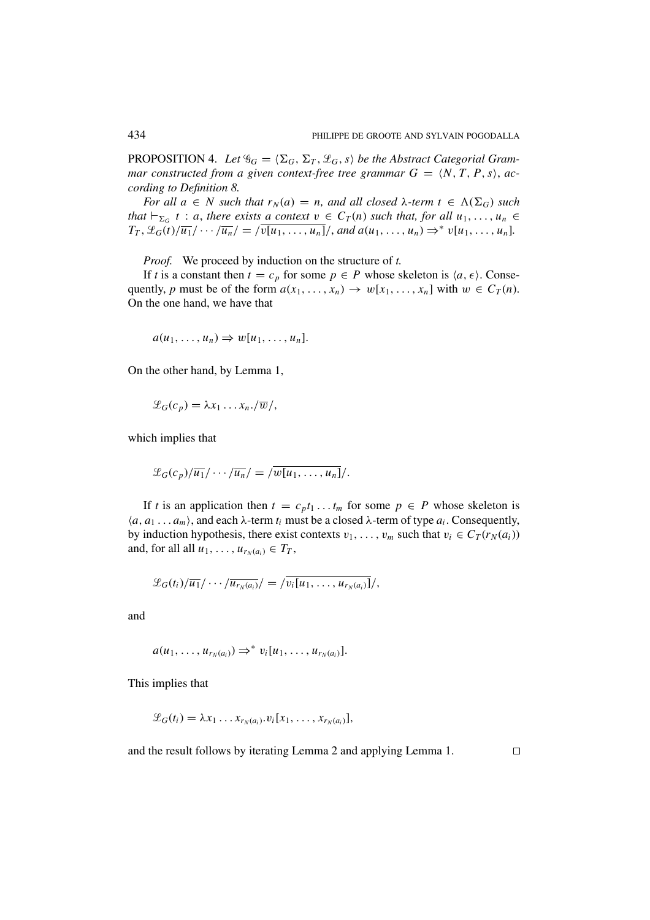PROPOSITION 4. *Let $\mathcal{G}_G = \langle \Sigma_G, \Sigma_T, \mathcal{L}_G, s\rangle$ be the Abstract Categorial Grammar constructed from a given context-free tree grammar $G = \langle N, T, P, s\rangle$, according to Definition 8.*

*For all $a \in N$ such that $r_N(a) = n$, and all closed λ-term $t \in \Lambda(\Sigma_G)$ such that $\vdash_{\Sigma_G} t : a$, there exists a context $v \in C_T(n)$ such that, for all $u_1, \ldots, u_n \in T_T$, $\mathcal{L}_G(t)/\overline{u_1}/\cdots/\overline{u_n}/ = /\overline{v[u_1, \ldots, u_n]}/$, and $a(u_1, \ldots, u_n) \Rightarrow^* v[u_1, \ldots, u_n]$.*

*Proof.* We proceed by induction on the structure of *t*.

If *t* is a constant then $t = c_p$ for some $p \in P$ whose skeleton is $\langle a, \epsilon\rangle$. Consequently, *p* must be of the form $a(x_1, \ldots, x_n) \to w[x_1, \ldots, x_n]$ with $w \in C_T(n)$. On the one hand, we have that

$$a(u_1, \ldots, u_n) \Rightarrow w[u_1, \ldots, u_n].$$

On the other hand, by Lemma 1,

$$\mathcal{L}_G(c_p) = \lambda x_1 \ldots x_n./\overline{w}/,$$

which implies that

$$\mathcal{L}_G(c_p)/\overline{u_1}/\cdots/\overline{u_n}/ = /\overline{w[u_1, \ldots, u_n]}/.$$

If *t* is an application then $t = c_p t_1 \ldots t_m$ for some $p \in P$ whose skeleton is $\langle a, a_1 \ldots a_m\rangle$, and each λ-term $t_i$ must be a closed λ-term of type $a_i$. Consequently, by induction hypothesis, there exist contexts $v_1, \ldots, v_m$ such that $v_i \in C_T(r_N(a_i))$ and, for all all $u_1, \ldots, u_{r_N(a_i)} \in T_T$,

$$\mathcal{L}_G(t_i)/\overline{u_1}/\cdots/\overline{u_{r_N(a_i)}}/ = /\overline{v_i[u_1, \ldots, u_{r_N(a_i)}]}/,$$

and

$$a(u_1, \ldots, u_{r_N(a_i)}) \Rightarrow^* v_i[u_1, \ldots, u_{r_N(a_i)}].$$

This implies that

$$\mathcal{L}_G(t_i) = \lambda x_1 \ldots x_{r_N(a_i)}.v_i[x_1, \ldots, x_{r_N(a_i)}],$$

and the result follows by iterating Lemma 2 and applying Lemma 1. □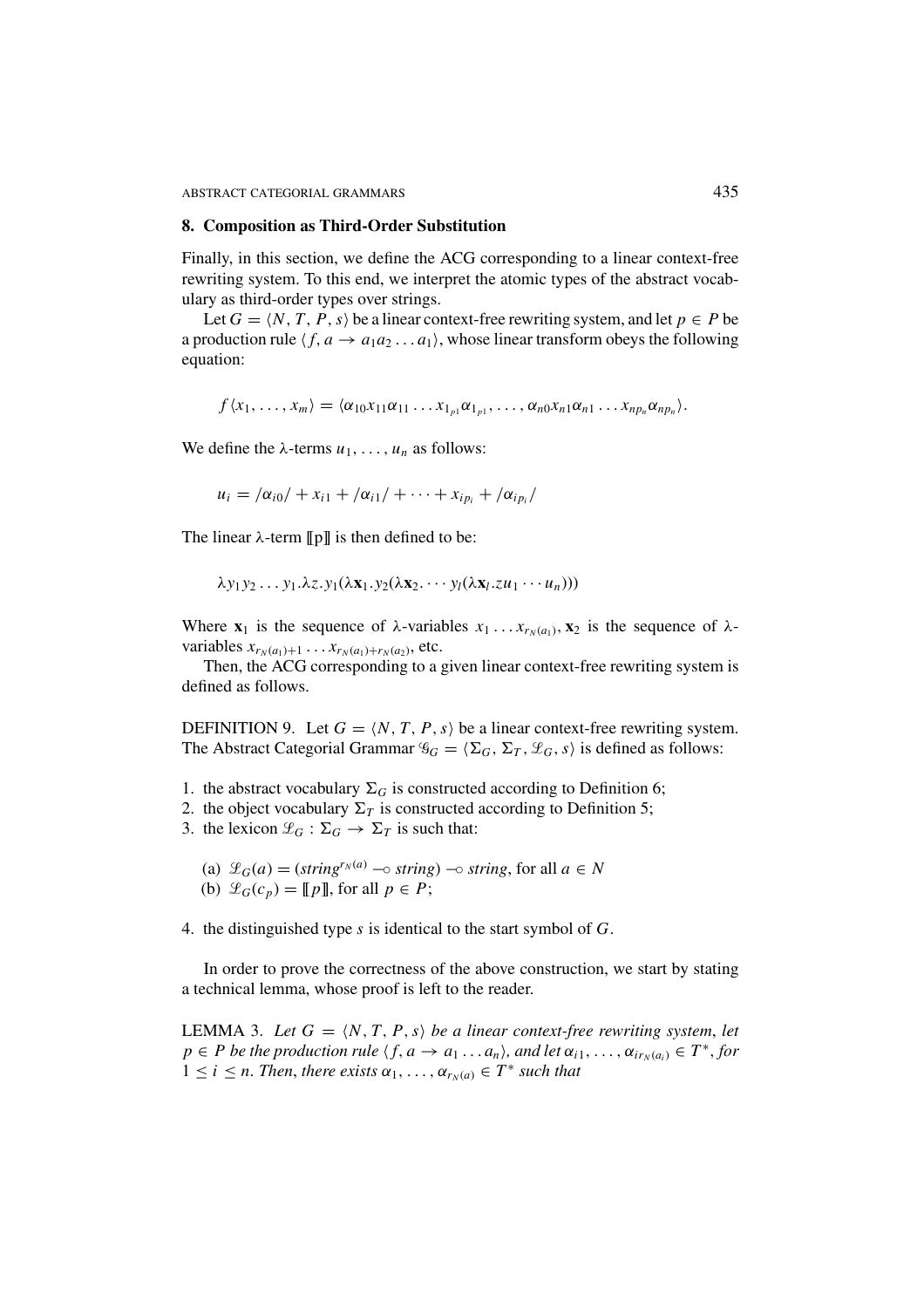## 8. Composition as Third-Order Substitution

Finally, in this section, we define the ACG corresponding to a linear context-free rewriting system. To this end, we interpret the atomic types of the abstract vocabulary as third-order types over strings.

Let $G = \langle N, T, P, s\rangle$ be a linear context-free rewriting system, and let $p \in P$ be a production rule $\langle f, a \to a_1 a_2 \ldots a_1\rangle$, whose linear transform obeys the following equation:

$$f\langle x_1, \ldots, x_m\rangle = \langle \alpha_{10} x_{11} \alpha_{11} \ldots x_{1_{p1}} \alpha_{1_{p1}}, \ldots, \alpha_{n0} x_{n1} \alpha_{n1} \ldots x_{np_n} \alpha_{np_n}\rangle.$$

We define the λ-terms $u_1, \ldots, u_n$ as follows:

$$u_i = /\alpha_{i0}/ + x_{i1} + /\alpha_{i1}/ + \cdots + x_{ip_i} + /\alpha_{ip_i}/$$

The linear λ-term $[\![\mathrm{p}]\!]$ is then defined to be:

$$\lambda y_1 y_2 \ldots y_1.\lambda z. y_1(\lambda \mathbf{x}_1. y_2(\lambda \mathbf{x}_2. \cdots y_l(\lambda \mathbf{x}_l. z u_1 \cdots u_n)))$$

Where $\mathbf{x}_1$ is the sequence of λ-variables $x_1 \ldots x_{r_N(a_1)}$, $\mathbf{x}_2$ is the sequence of λ-variables $x_{r_N(a_1)+1} \ldots x_{r_N(a_1)+r_N(a_2)}$, etc.

Then, the ACG corresponding to a given linear context-free rewriting system is defined as follows.

DEFINITION 9. Let $G = \langle N, T, P, s\rangle$ be a linear context-free rewriting system. The Abstract Categorial Grammar $\mathscr{G}_G = \langle \Sigma_G, \Sigma_T, \mathscr{L}_G, s\rangle$ is defined as follows:

1. the abstract vocabulary $\Sigma_G$ is constructed according to Definition 6;
2. the object vocabulary $\Sigma_T$ is constructed according to Definition 5;
3. the lexicon $\mathscr{L}_G : \Sigma_G \to \Sigma_T$ is such that:
   (a) $\mathscr{L}_G(a) = (string^{r_N(a)} \multimap string) \multimap string$, for all $a \in N$
   (b) $\mathscr{L}_G(c_p) = [\![p]\!]$, for all $p \in P$;
4. the distinguished type $s$ is identical to the start symbol of $G$.

In order to prove the correctness of the above construction, we start by stating a technical lemma, whose proof is left to the reader.

LEMMA 3. *Let $G = \langle N, T, P, s\rangle$ be a linear context-free rewriting system, let $p \in P$ be the production rule $\langle f, a \to a_1 \ldots a_n\rangle$, and let $\alpha_{i1}, \ldots, \alpha_{ir_N(a_i)} \in T^*$, for $1 \le i \le n$. Then, there exists $\alpha_1, \ldots, \alpha_{r_N(a)} \in T^*$ such that*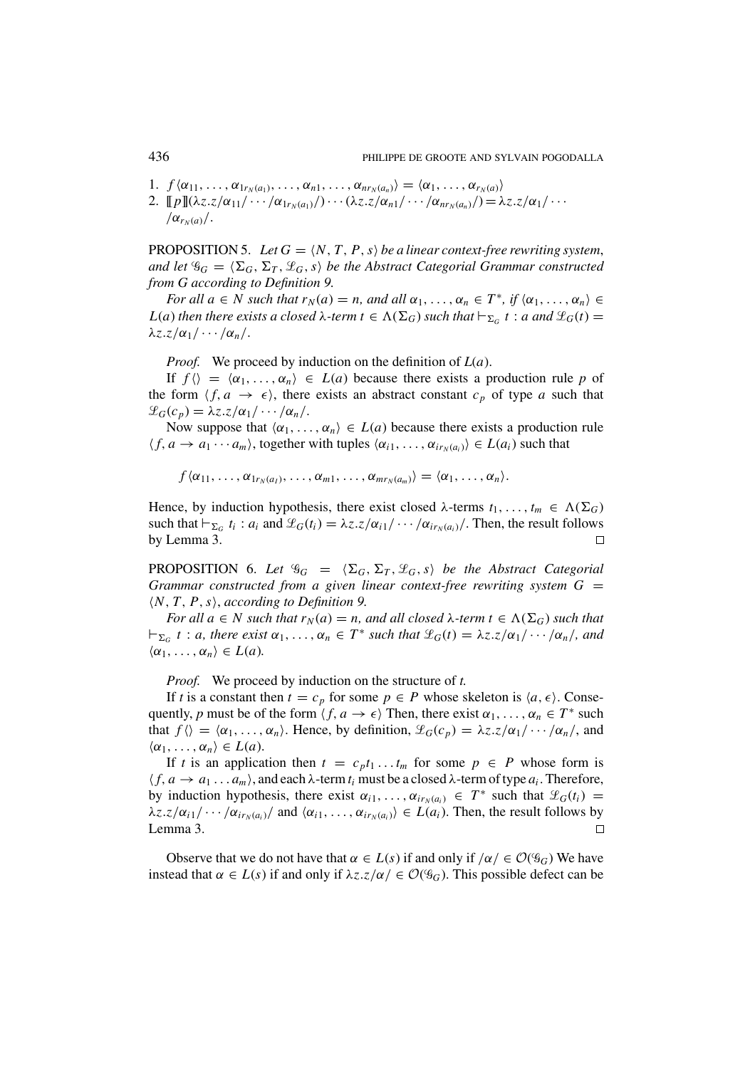1. $f\langle \alpha_{11}, \ldots, \alpha_{1r_N(a_1)}, \ldots, \alpha_{n1}, \ldots, \alpha_{nr_N(a_n)}\rangle = \langle \alpha_1, \ldots, \alpha_{r_N(a)}\rangle$
2. $[\![p]\!](\lambda z.z/\alpha_{11}/\cdots/\alpha_{1r_N(a_1)}/)\cdots(\lambda z.z/\alpha_{n1}/\cdots/\alpha_{nr_N(a_n)}/) = \lambda z.z/\alpha_1/\cdots/\alpha_{r_N(a)}/$.

PROPOSITION 5. *Let $G = \langle N, T, P, s\rangle$ be a linear context-free rewriting system, and let $\mathcal{G}_G = \langle \Sigma_G, \Sigma_T, \mathcal{L}_G, s\rangle$ be the Abstract Categorial Grammar constructed from $G$ according to Definition 9.*

*For all $a \in N$ such that $r_N(a) = n$, and all $\alpha_1, \ldots, \alpha_n \in T^*$, if $\langle \alpha_1, \ldots, \alpha_n\rangle \in L(a)$ then there exists a closed λ-term $t \in \Lambda(\Sigma_G)$ such that $\vdash_{\Sigma_G} t : a$ and $\mathcal{L}_G(t) = \lambda z.z/\alpha_1/\cdots/\alpha_n/$.*

*Proof.* We proceed by induction on the definition of $L(a)$.

If $f\langle\rangle = \langle \alpha_1, \ldots, \alpha_n\rangle \in L(a)$ because there exists a production rule $p$ of the form $\langle f, a \to \epsilon\rangle$, there exists an abstract constant $c_p$ of type $a$ such that $\mathcal{L}_G(c_p) = \lambda z.z/\alpha_1/\cdots/\alpha_n/$.

Now suppose that $\langle \alpha_1, \ldots, \alpha_n\rangle \in L(a)$ because there exists a production rule $\langle f, a \to a_1 \cdots a_m\rangle$, together with tuples $\langle \alpha_{i1}, \ldots, \alpha_{ir_N(a_i)}\rangle \in L(a_i)$ such that

$$f\langle \alpha_{11}, \ldots, \alpha_{1r_N(a_1)}, \ldots, \alpha_{m1}, \ldots, \alpha_{mr_N(a_m)}\rangle = \langle \alpha_1, \ldots, \alpha_n\rangle.$$

Hence, by induction hypothesis, there exist closed λ-terms $t_1, \ldots, t_m \in \Lambda(\Sigma_G)$ such that $\vdash_{\Sigma_G} t_i : a_i$ and $\mathcal{L}_G(t_i) = \lambda z.z/\alpha_{i1}/\cdots/\alpha_{ir_N(a_i)}/$. Then, the result follows by Lemma 3. □

PROPOSITION 6. *Let $\mathcal{G}_G = \langle \Sigma_G, \Sigma_T, \mathcal{L}_G, s\rangle$ be the Abstract Categorial Grammar constructed from a given linear context-free rewriting system $G = \langle N, T, P, s\rangle$, according to Definition 9.*

*For all $a \in N$ such that $r_N(a) = n$, and all closed λ-term $t \in \Lambda(\Sigma_G)$ such that $\vdash_{\Sigma_G} t : a$, there exist $\alpha_1, \ldots, \alpha_n \in T^*$ such that $\mathcal{L}_G(t) = \lambda z.z/\alpha_1/\cdots/\alpha_n/$, and $\langle \alpha_1, \ldots, \alpha_n\rangle \in L(a)$.*

*Proof.* We proceed by induction on the structure of $t$.

If $t$ is a constant then $t = c_p$ for some $p \in P$ whose skeleton is $\langle a, \epsilon\rangle$. Consequently, $p$ must be of the form $\langle f, a \to \epsilon\rangle$ Then, there exist $\alpha_1, \ldots, \alpha_n \in T^*$ such that $f\langle\rangle = \langle \alpha_1, \ldots, \alpha_n\rangle$. Hence, by definition, $\mathcal{L}_G(c_p) = \lambda z.z/\alpha_1/\cdots/\alpha_n/$, and $\langle \alpha_1, \ldots, \alpha_n\rangle \in L(a)$.

If $t$ is an application then $t = c_p t_1 \ldots t_m$ for some $p \in P$ whose form is $\langle f, a \to a_1 \ldots a_m\rangle$, and each λ-term $t_i$ must be a closed λ-term of type $a_i$. Therefore, by induction hypothesis, there exist $\alpha_{i1}, \ldots, \alpha_{ir_N(a_i)} \in T^*$ such that $\mathcal{L}_G(t_i) = \lambda z.z/\alpha_{i1}/\cdots/\alpha_{ir_N(a_i)}/$ and $\langle \alpha_{i1}, \ldots, \alpha_{ir_N(a_i)}\rangle \in L(a_i)$. Then, the result follows by Lemma 3. □

Observe that we do not have that $\alpha \in L(s)$ if and only if $/\alpha/ \in \mathcal{O}(\mathcal{G}_G)$ We have instead that $\alpha \in L(s)$ if and only if $\lambda z.z/\alpha/ \in \mathcal{O}(\mathcal{G}_G)$. This possible defect can be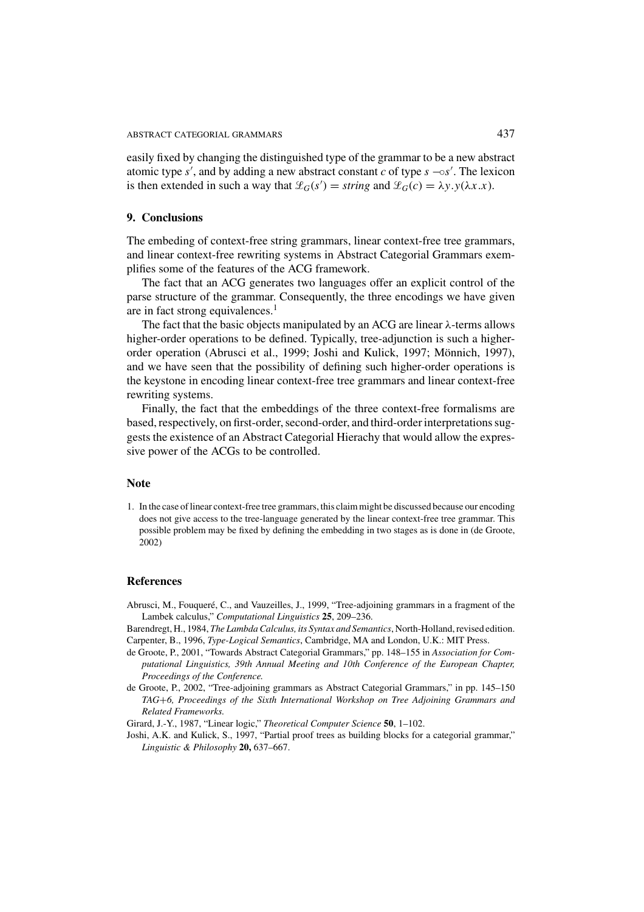easily fixed by changing the distinguished type of the grammar to be a new abstract atomic type $s'$, and by adding a new abstract constant $c$ of type $s \multimap s'$. The lexicon is then extended in such a way that $\mathcal{L}_G(s') = string$ and $\mathcal{L}_G(c) = \lambda y.\, y(\lambda x.\, x)$.

## 9. Conclusions

The embeding of context-free string grammars, linear context-free tree grammars, and linear context-free rewriting systems in Abstract Categorial Grammars exemplifies some of the features of the ACG framework.

The fact that an ACG generates two languages offer an explicit control of the parse structure of the grammar. Consequently, the three encodings we have given are in fact strong equivalences.[1]

The fact that the basic objects manipulated by an ACG are linear λ-terms allows higher-order operations to be defined. Typically, tree-adjunction is such a higher-order operation (Abrusci et al., 1999; Joshi and Kulick, 1997; Mönnich, 1997), and we have seen that the possibility of defining such higher-order operations is the keystone in encoding linear context-free tree grammars and linear context-free rewriting systems.

Finally, the fact that the embeddings of the three context-free formalisms are based, respectively, on first-order, second-order, and third-order interpretations suggests the existence of an Abstract Categorial Hierachy that would allow the expressive power of the ACGs to be controlled.

## Note

1. In the case of linear context-free tree grammars, this claim might be discussed because our encoding does not give access to the tree-language generated by the linear context-free tree grammar. This possible problem may be fixed by defining the embedding in two stages as is done in (de Groote, 2002)

## References

Abrusci, M., Fouqueré, C., and Vauzeilles, J., 1999, "Tree-adjoining grammars in a fragment of the Lambek calculus," *Computational Linguistics* **25**, 209–236.

Barendregt, H., 1984, *The Lambda Calculus, its Syntax and Semantics*, North-Holland, revised edition.

Carpenter, B., 1996, *Type-Logical Semantics*, Cambridge, MA and London, U.K.: MIT Press.

de Groote, P., 2001, "Towards Abstract Categorial Grammars," pp. 148–155 in *Association for Computational Linguistics, 39th Annual Meeting and 10th Conference of the European Chapter, Proceedings of the Conference.*

de Groote, P., 2002, "Tree-adjoining grammars as Abstract Categorial Grammars," in pp. 145–150 *TAG+6, Proceedings of the Sixth International Workshop on Tree Adjoining Grammars and Related Frameworks.*

Girard, J.-Y., 1987, "Linear logic," *Theoretical Computer Science* **50**, 1–102.

Joshi, A.K. and Kulick, S., 1997, "Partial proof trees as building blocks for a categorial grammar," *Linguistic & Philosophy* **20,** 637–667.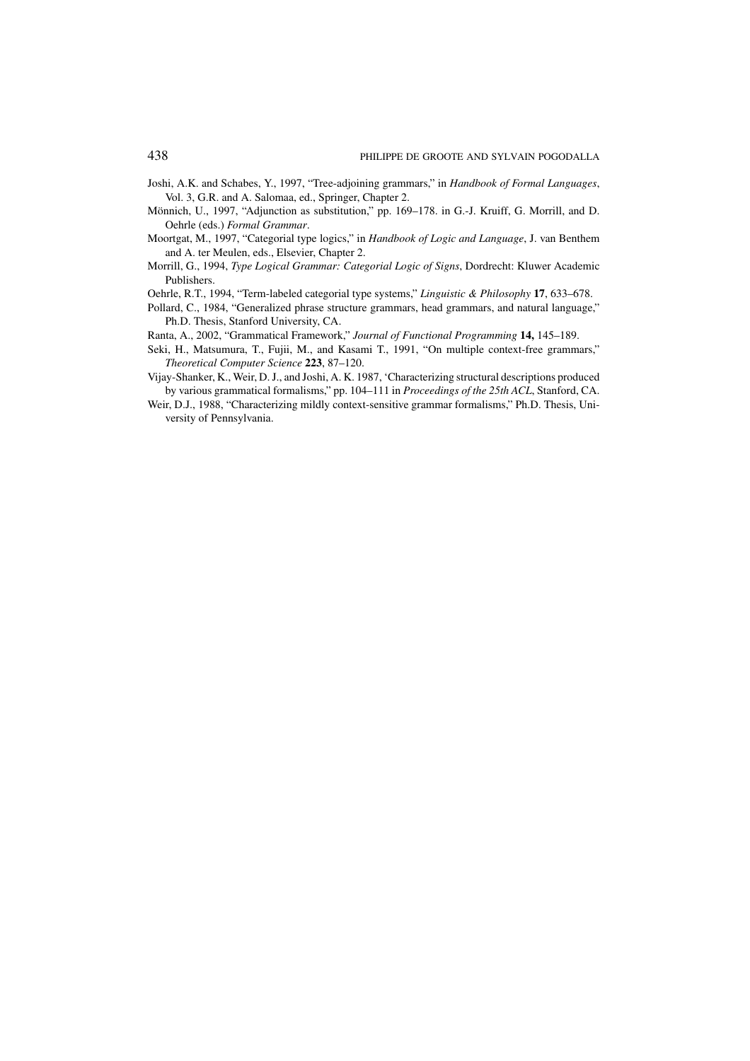Joshi, A.K. and Schabes, Y., 1997, "Tree-adjoining grammars," in *Handbook of Formal Languages*, Vol. 3, G.R. and A. Salomaa, ed., Springer, Chapter 2.

Mönnich, U., 1997, "Adjunction as substitution," pp. 169–178. in G.-J. Kruiff, G. Morrill, and D. Oehrle (eds.) *Formal Grammar*.

Moortgat, M., 1997, "Categorial type logics," in *Handbook of Logic and Language*, J. van Benthem and A. ter Meulen, eds., Elsevier, Chapter 2.

Morrill, G., 1994, *Type Logical Grammar: Categorial Logic of Signs*, Dordrecht: Kluwer Academic Publishers.

Oehrle, R.T., 1994, "Term-labeled categorial type systems," *Linguistic & Philosophy* **17**, 633–678.

Pollard, C., 1984, "Generalized phrase structure grammars, head grammars, and natural language," Ph.D. Thesis, Stanford University, CA.

Ranta, A., 2002, "Grammatical Framework," *Journal of Functional Programming* **14,** 145–189.

Seki, H., Matsumura, T., Fujii, M., and Kasami T., 1991, "On multiple context-free grammars," *Theoretical Computer Science* **223**, 87–120.

Vijay-Shanker, K., Weir, D. J., and Joshi, A. K. 1987, 'Characterizing structural descriptions produced by various grammatical formalisms," pp. 104–111 in *Proceedings of the 25th ACL*, Stanford, CA.

Weir, D.J., 1988, "Characterizing mildly context-sensitive grammar formalisms," Ph.D. Thesis, University of Pennsylvania.